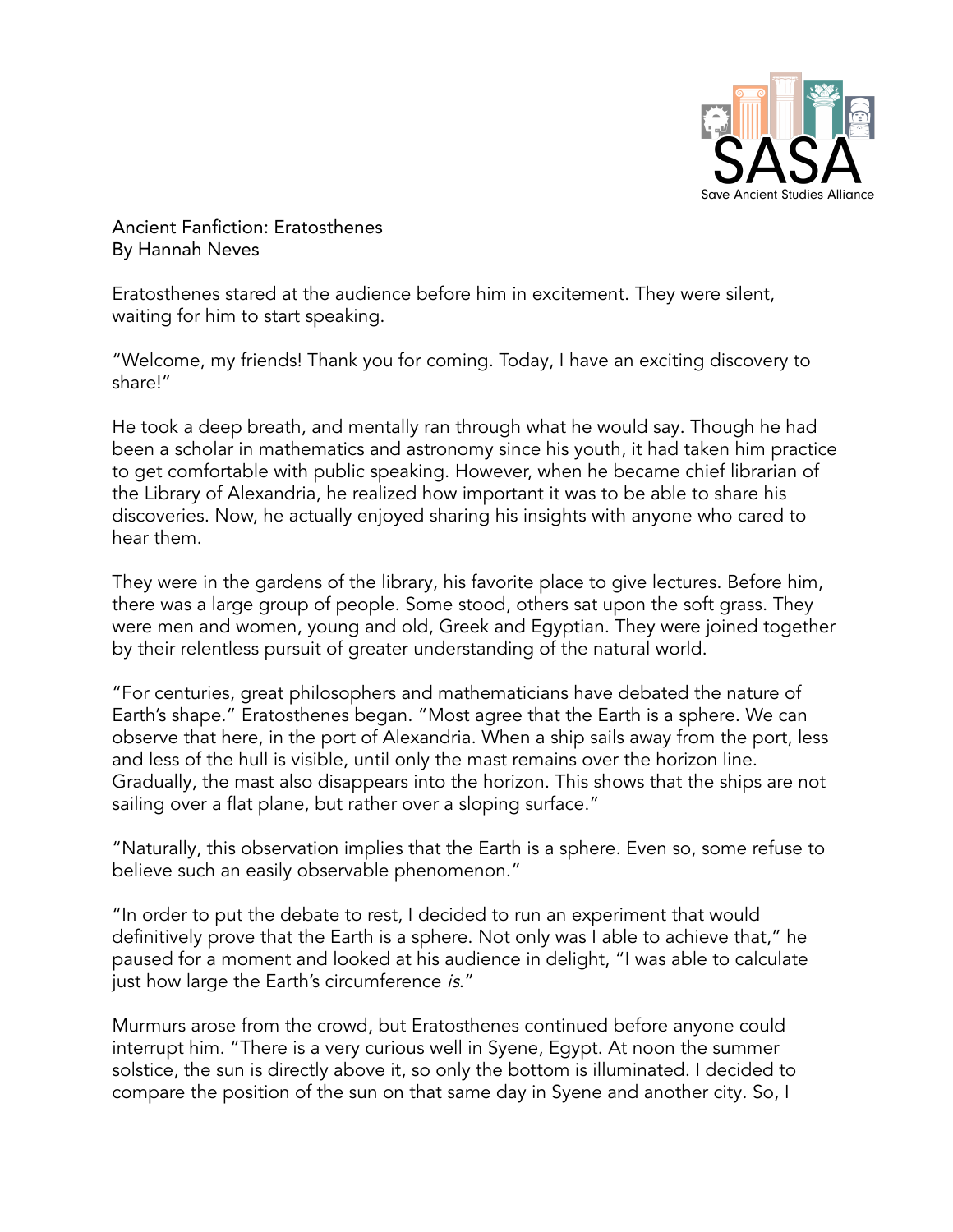Ancient Fanfiction: Eratosthenes
By Hannah Neves

Eratosthenes stared at the audience before him in excitement. They were silent, waiting for him to start speaking.

"Welcome, my friends! Thank you for coming. Today, I have an exciting discovery to share!"

He took a deep breath, and mentally ran through what he would say. Though he had been a scholar in mathematics and astronomy since his youth, it had taken him practice to get comfortable with public speaking. However, when he became chief librarian of the Library of Alexandria, he realized how important it was to be able to share his discoveries. Now, he actually enjoyed sharing his insights with anyone who cared to hear them.

They were in the gardens of the library, his favorite place to give lectures. Before him, there was a large group of people. Some stood, others sat upon the soft grass. They were men and women, young and old, Greek and Egyptian. They were joined together by their relentless pursuit of greater understanding of the natural world.

"For centuries, great philosophers and mathematicians have debated the nature of Earth's shape." Eratosthenes began. "Most agree that the Earth is a sphere. We can observe that here, in the port of Alexandria. When a ship sails away from the port, less and less of the hull is visible, until only the mast remains over the horizon line. Gradually, the mast also disappears into the horizon. This shows that the ships are not sailing over a flat plane, but rather over a sloping surface."

"Naturally, this observation implies that the Earth is a sphere. Even so, some refuse to believe such an easily observable phenomenon."

"In order to put the debate to rest, I decided to run an experiment that would definitively prove that the Earth is a sphere. Not only was I able to achieve that," he paused for a moment and looked at his audience in delight, "I was able to calculate just how large the Earth's circumference *is*."

Murmurs arose from the crowd, but Eratosthenes continued before anyone could interrupt him. "There is a very curious well in Syene, Egypt. At noon the summer solstice, the sun is directly above it, so only the bottom is illuminated. I decided to compare the position of the sun on that same day in Syene and another city. So, I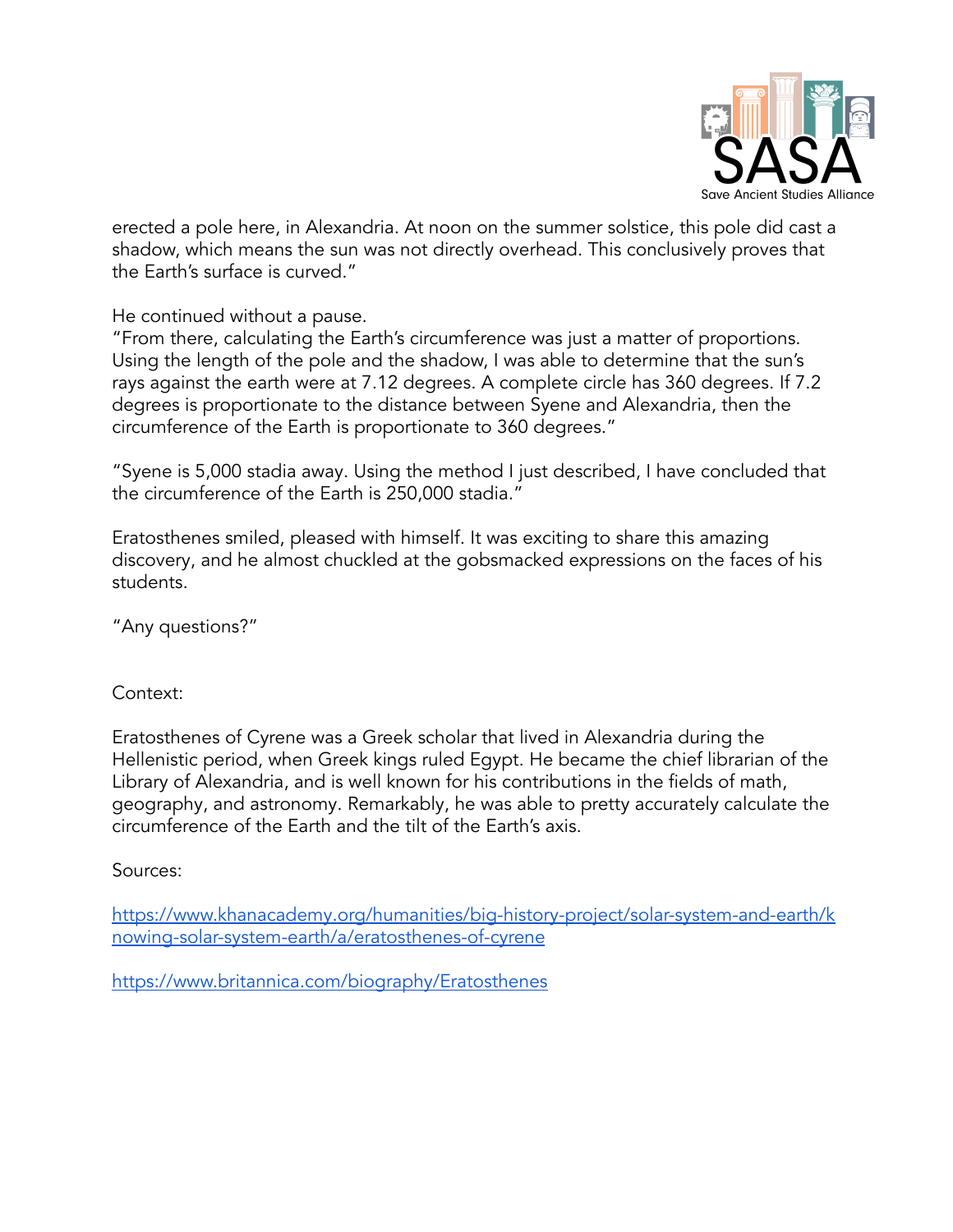erected a pole here, in Alexandria. At noon on the summer solstice, this pole did cast a shadow, which means the sun was not directly overhead. This conclusively proves that the Earth's surface is curved."

He continued without a pause.
"From there, calculating the Earth's circumference was just a matter of proportions. Using the length of the pole and the shadow, I was able to determine that the sun's rays against the earth were at 7.12 degrees. A complete circle has 360 degrees. If 7.2 degrees is proportionate to the distance between Syene and Alexandria, then the circumference of the Earth is proportionate to 360 degrees."

"Syene is 5,000 stadia away. Using the method I just described, I have concluded that the circumference of the Earth is 250,000 stadia."

Eratosthenes smiled, pleased with himself. It was exciting to share this amazing discovery, and he almost chuckled at the gobsmacked expressions on the faces of his students.

"Any questions?"

Context:

Eratosthenes of Cyrene was a Greek scholar that lived in Alexandria during the Hellenistic period, when Greek kings ruled Egypt. He became the chief librarian of the Library of Alexandria, and is well known for his contributions in the fields of math, geography, and astronomy. Remarkably, he was able to pretty accurately calculate the circumference of the Earth and the tilt of the Earth's axis.

Sources:

https://www.khanacademy.org/humanities/big-history-project/solar-system-and-earth/knowing-solar-system-earth/a/eratosthenes-of-cyrene

https://www.britannica.com/biography/Eratosthenes